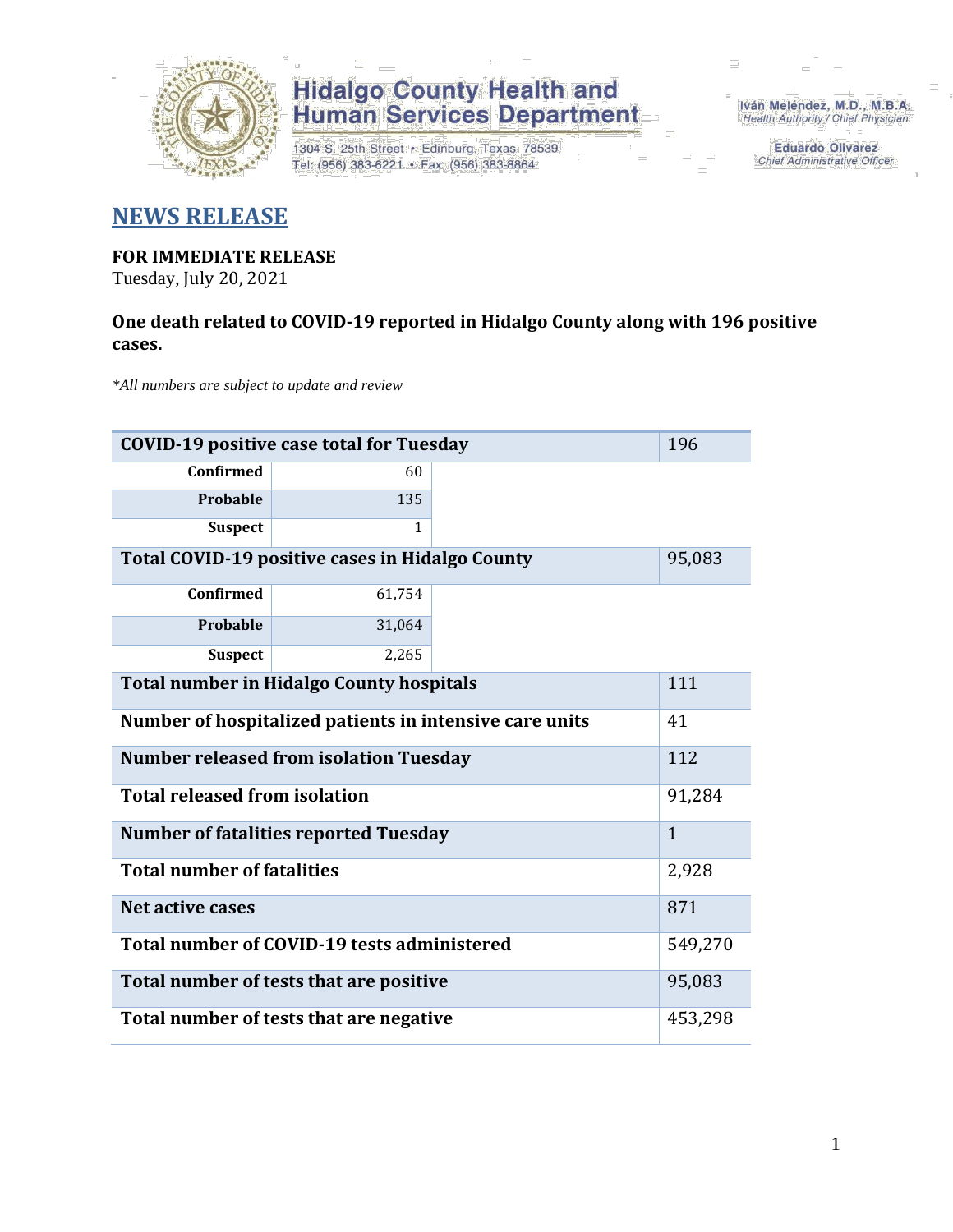**Hidalgo County Health and Human Services Department**

1304 S. 25th Street • Edinburg, Texas 78539
Tel: (956) 383-6221 • Fax: (956) 383-8864

Iván Meléndez, M.D., M.B.A.
*Health Authority / Chief Physician*

Eduardo Olivarez
*Chief Administrative Officer*

# NEWS RELEASE

**FOR IMMEDIATE RELEASE**
Tuesday, July 20, 2021

**One death related to COVID-19 reported in Hidalgo County along with 196 positive cases.**

*\*All numbers are subject to update and review*

| | | |
|---|---|---|
| **COVID-19 positive case total for Tuesday** | | 196 |
| **Confirmed** | 60 | |
| **Probable** | 135 | |
| **Suspect** | 1 | |
| **Total COVID-19 positive cases in Hidalgo County** | | 95,083 |
| **Confirmed** | 61,754 | |
| **Probable** | 31,064 | |
| **Suspect** | 2,265 | |
| **Total number in Hidalgo County hospitals** | | 111 |
| **Number of hospitalized patients in intensive care units** | | 41 |
| **Number released from isolation Tuesday** | | 112 |
| **Total released from isolation** | | 91,284 |
| **Number of fatalities reported Tuesday** | | 1 |
| **Total number of fatalities** | | 2,928 |
| **Net active cases** | | 871 |
| **Total number of COVID-19 tests administered** | | 549,270 |
| **Total number of tests that are positive** | | 95,083 |
| **Total number of tests that are negative** | | 453,298 |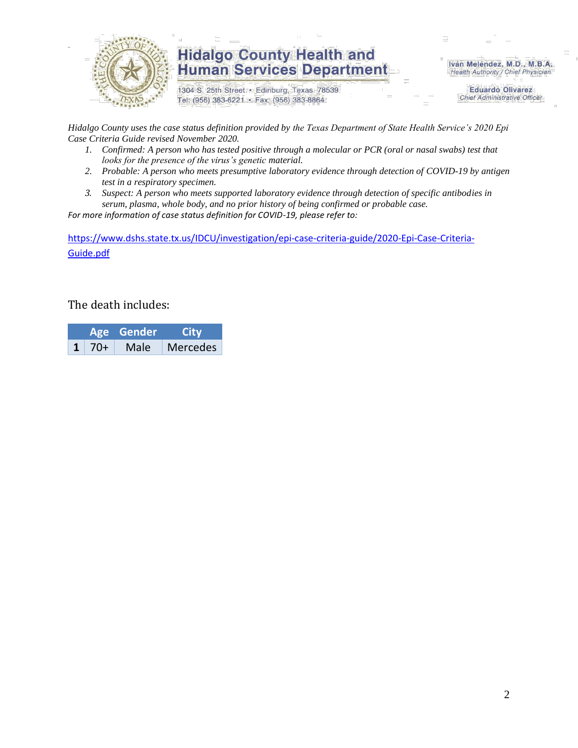*Hidalgo County uses the case status definition provided by the Texas Department of State Health Service's 2020 Epi Case Criteria Guide revised November 2020.*

1. *Confirmed: A person who has tested positive through a molecular or PCR (oral or nasal swabs) test that looks for the presence of the virus's genetic material.*
2. *Probable: A person who meets presumptive laboratory evidence through detection of COVID-19 by antigen test in a respiratory specimen.*
3. *Suspect: A person who meets supported laboratory evidence through detection of specific antibodies in serum, plasma, whole body, and no prior history of being confirmed or probable case.*

*For more information of case status definition for COVID-19, please refer to:*

https://www.dshs.state.tx.us/IDCU/investigation/epi-case-criteria-guide/2020-Epi-Case-Criteria-Guide.pdf

The death includes:

| | Age | Gender | City |
|---|---|---|---|
| **1** | 70+ | Male | Mercedes |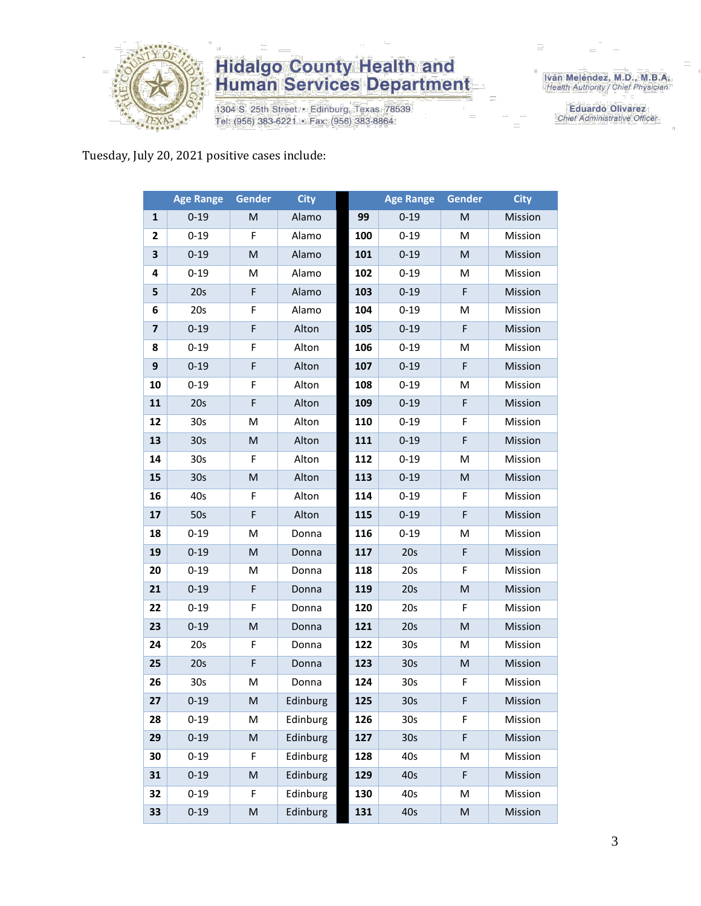# Hidalgo County Health and Human Services Department

1304 S. 25th Street • Edinburg, Texas 78539
Tel: (956) 383-6221 • Fax: (956) 383-8864

Iván Meléndez, M.D., M.B.A.
*Health Authority / Chief Physician*

Eduardo Olivarez
*Chief Administrative Officer*

Tuesday, July 20, 2021 positive cases include:

| | Age Range | Gender | City | | Age Range | Gender | City |
|---|---|---|---|---|---|---|---|
| **1** | 0-19 | M | Alamo | **99** | 0-19 | M | Mission |
| **2** | 0-19 | F | Alamo | **100** | 0-19 | M | Mission |
| **3** | 0-19 | M | Alamo | **101** | 0-19 | M | Mission |
| **4** | 0-19 | M | Alamo | **102** | 0-19 | M | Mission |
| **5** | 20s | F | Alamo | **103** | 0-19 | F | Mission |
| **6** | 20s | F | Alamo | **104** | 0-19 | M | Mission |
| **7** | 0-19 | F | Alton | **105** | 0-19 | F | Mission |
| **8** | 0-19 | F | Alton | **106** | 0-19 | M | Mission |
| **9** | 0-19 | F | Alton | **107** | 0-19 | F | Mission |
| **10** | 0-19 | F | Alton | **108** | 0-19 | M | Mission |
| **11** | 20s | F | Alton | **109** | 0-19 | F | Mission |
| **12** | 30s | M | Alton | **110** | 0-19 | F | Mission |
| **13** | 30s | M | Alton | **111** | 0-19 | F | Mission |
| **14** | 30s | F | Alton | **112** | 0-19 | M | Mission |
| **15** | 30s | M | Alton | **113** | 0-19 | M | Mission |
| **16** | 40s | F | Alton | **114** | 0-19 | F | Mission |
| **17** | 50s | F | Alton | **115** | 0-19 | F | Mission |
| **18** | 0-19 | M | Donna | **116** | 0-19 | M | Mission |
| **19** | 0-19 | M | Donna | **117** | 20s | F | Mission |
| **20** | 0-19 | M | Donna | **118** | 20s | F | Mission |
| **21** | 0-19 | F | Donna | **119** | 20s | M | Mission |
| **22** | 0-19 | F | Donna | **120** | 20s | F | Mission |
| **23** | 0-19 | M | Donna | **121** | 20s | M | Mission |
| **24** | 20s | F | Donna | **122** | 30s | M | Mission |
| **25** | 20s | F | Donna | **123** | 30s | M | Mission |
| **26** | 30s | M | Donna | **124** | 30s | F | Mission |
| **27** | 0-19 | M | Edinburg | **125** | 30s | F | Mission |
| **28** | 0-19 | M | Edinburg | **126** | 30s | F | Mission |
| **29** | 0-19 | M | Edinburg | **127** | 30s | F | Mission |
| **30** | 0-19 | F | Edinburg | **128** | 40s | M | Mission |
| **31** | 0-19 | M | Edinburg | **129** | 40s | F | Mission |
| **32** | 0-19 | F | Edinburg | **130** | 40s | M | Mission |
| **33** | 0-19 | M | Edinburg | **131** | 40s | M | Mission |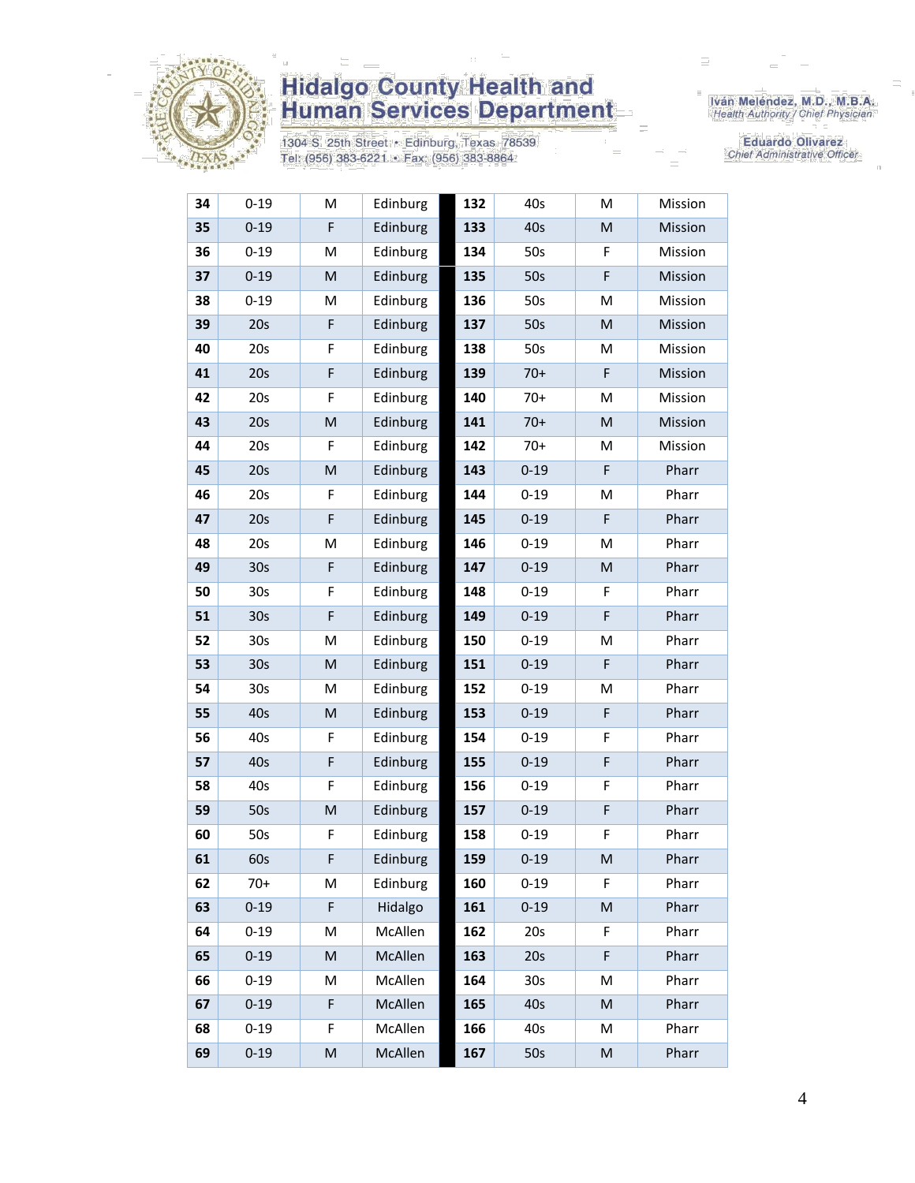# Hidalgo County Health and Human Services Department

1304 S. 25th Street • Edinburg, Texas 78539
Tel: (956) 383-6221 • Fax: (956) 383-8864

Iván Meléndez, M.D., M.B.A.
*Health Authority / Chief Physician*

Eduardo Olivarez
*Chief Administrative Officer*

| | | | | | | | |
|---|---|---|---|---|---|---|---|
| **34** | 0-19 | M | Edinburg | **132** | 40s | M | Mission |
| **35** | 0-19 | F | Edinburg | **133** | 40s | M | Mission |
| **36** | 0-19 | M | Edinburg | **134** | 50s | F | Mission |
| **37** | 0-19 | M | Edinburg | **135** | 50s | F | Mission |
| **38** | 0-19 | M | Edinburg | **136** | 50s | M | Mission |
| **39** | 20s | F | Edinburg | **137** | 50s | M | Mission |
| **40** | 20s | F | Edinburg | **138** | 50s | M | Mission |
| **41** | 20s | F | Edinburg | **139** | 70+ | F | Mission |
| **42** | 20s | F | Edinburg | **140** | 70+ | M | Mission |
| **43** | 20s | M | Edinburg | **141** | 70+ | M | Mission |
| **44** | 20s | F | Edinburg | **142** | 70+ | M | Mission |
| **45** | 20s | M | Edinburg | **143** | 0-19 | F | Pharr |
| **46** | 20s | F | Edinburg | **144** | 0-19 | M | Pharr |
| **47** | 20s | F | Edinburg | **145** | 0-19 | F | Pharr |
| **48** | 20s | M | Edinburg | **146** | 0-19 | M | Pharr |
| **49** | 30s | F | Edinburg | **147** | 0-19 | M | Pharr |
| **50** | 30s | F | Edinburg | **148** | 0-19 | F | Pharr |
| **51** | 30s | F | Edinburg | **149** | 0-19 | F | Pharr |
| **52** | 30s | M | Edinburg | **150** | 0-19 | M | Pharr |
| **53** | 30s | M | Edinburg | **151** | 0-19 | F | Pharr |
| **54** | 30s | M | Edinburg | **152** | 0-19 | M | Pharr |
| **55** | 40s | M | Edinburg | **153** | 0-19 | F | Pharr |
| **56** | 40s | F | Edinburg | **154** | 0-19 | F | Pharr |
| **57** | 40s | F | Edinburg | **155** | 0-19 | F | Pharr |
| **58** | 40s | F | Edinburg | **156** | 0-19 | F | Pharr |
| **59** | 50s | M | Edinburg | **157** | 0-19 | F | Pharr |
| **60** | 50s | F | Edinburg | **158** | 0-19 | F | Pharr |
| **61** | 60s | F | Edinburg | **159** | 0-19 | M | Pharr |
| **62** | 70+ | M | Edinburg | **160** | 0-19 | F | Pharr |
| **63** | 0-19 | F | Hidalgo | **161** | 0-19 | M | Pharr |
| **64** | 0-19 | M | McAllen | **162** | 20s | F | Pharr |
| **65** | 0-19 | M | McAllen | **163** | 20s | F | Pharr |
| **66** | 0-19 | M | McAllen | **164** | 30s | M | Pharr |
| **67** | 0-19 | F | McAllen | **165** | 40s | M | Pharr |
| **68** | 0-19 | F | McAllen | **166** | 40s | M | Pharr |
| **69** | 0-19 | M | McAllen | **167** | 50s | M | Pharr |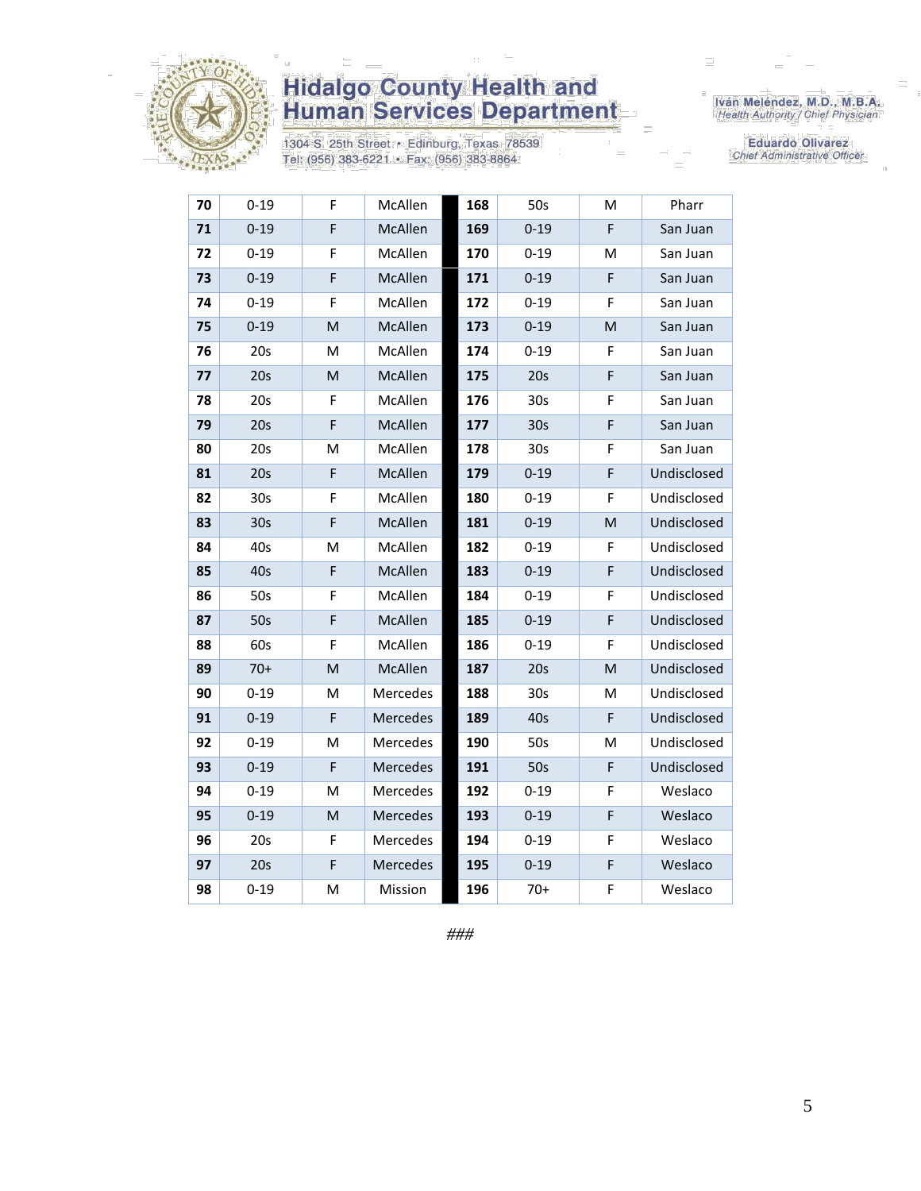# Hidalgo County Health and Human Services Department

1304 S. 25th Street • Edinburg, Texas 78539
Tel: (956) 383-6221 • Fax: (956) 383-8864

Iván Meléndez, M.D., M.B.A.
*Health Authority / Chief Physician*

Eduardo Olivarez
*Chief Administrative Officer*

| | | | | | | | | |
|---|---|---|---|---|---|---|---|---|
| **70** | 0-19 | F | McAllen | | **168** | 50s | M | Pharr |
| **71** | 0-19 | F | McAllen | | **169** | 0-19 | F | San Juan |
| **72** | 0-19 | F | McAllen | | **170** | 0-19 | M | San Juan |
| **73** | 0-19 | F | McAllen | | **171** | 0-19 | F | San Juan |
| **74** | 0-19 | F | McAllen | | **172** | 0-19 | F | San Juan |
| **75** | 0-19 | M | McAllen | | **173** | 0-19 | M | San Juan |
| **76** | 20s | M | McAllen | | **174** | 0-19 | F | San Juan |
| **77** | 20s | M | McAllen | | **175** | 20s | F | San Juan |
| **78** | 20s | F | McAllen | | **176** | 30s | F | San Juan |
| **79** | 20s | F | McAllen | | **177** | 30s | F | San Juan |
| **80** | 20s | M | McAllen | | **178** | 30s | F | San Juan |
| **81** | 20s | F | McAllen | | **179** | 0-19 | F | Undisclosed |
| **82** | 30s | F | McAllen | | **180** | 0-19 | F | Undisclosed |
| **83** | 30s | F | McAllen | | **181** | 0-19 | M | Undisclosed |
| **84** | 40s | M | McAllen | | **182** | 0-19 | F | Undisclosed |
| **85** | 40s | F | McAllen | | **183** | 0-19 | F | Undisclosed |
| **86** | 50s | F | McAllen | | **184** | 0-19 | F | Undisclosed |
| **87** | 50s | F | McAllen | | **185** | 0-19 | F | Undisclosed |
| **88** | 60s | F | McAllen | | **186** | 0-19 | F | Undisclosed |
| **89** | 70+ | M | McAllen | | **187** | 20s | M | Undisclosed |
| **90** | 0-19 | M | Mercedes | | **188** | 30s | M | Undisclosed |
| **91** | 0-19 | F | Mercedes | | **189** | 40s | F | Undisclosed |
| **92** | 0-19 | M | Mercedes | | **190** | 50s | M | Undisclosed |
| **93** | 0-19 | F | Mercedes | | **191** | 50s | F | Undisclosed |
| **94** | 0-19 | M | Mercedes | | **192** | 0-19 | F | Weslaco |
| **95** | 0-19 | M | Mercedes | | **193** | 0-19 | F | Weslaco |
| **96** | 20s | F | Mercedes | | **194** | 0-19 | F | Weslaco |
| **97** | 20s | F | Mercedes | | **195** | 0-19 | F | Weslaco |
| **98** | 0-19 | M | Mission | | **196** | 70+ | F | Weslaco |

###